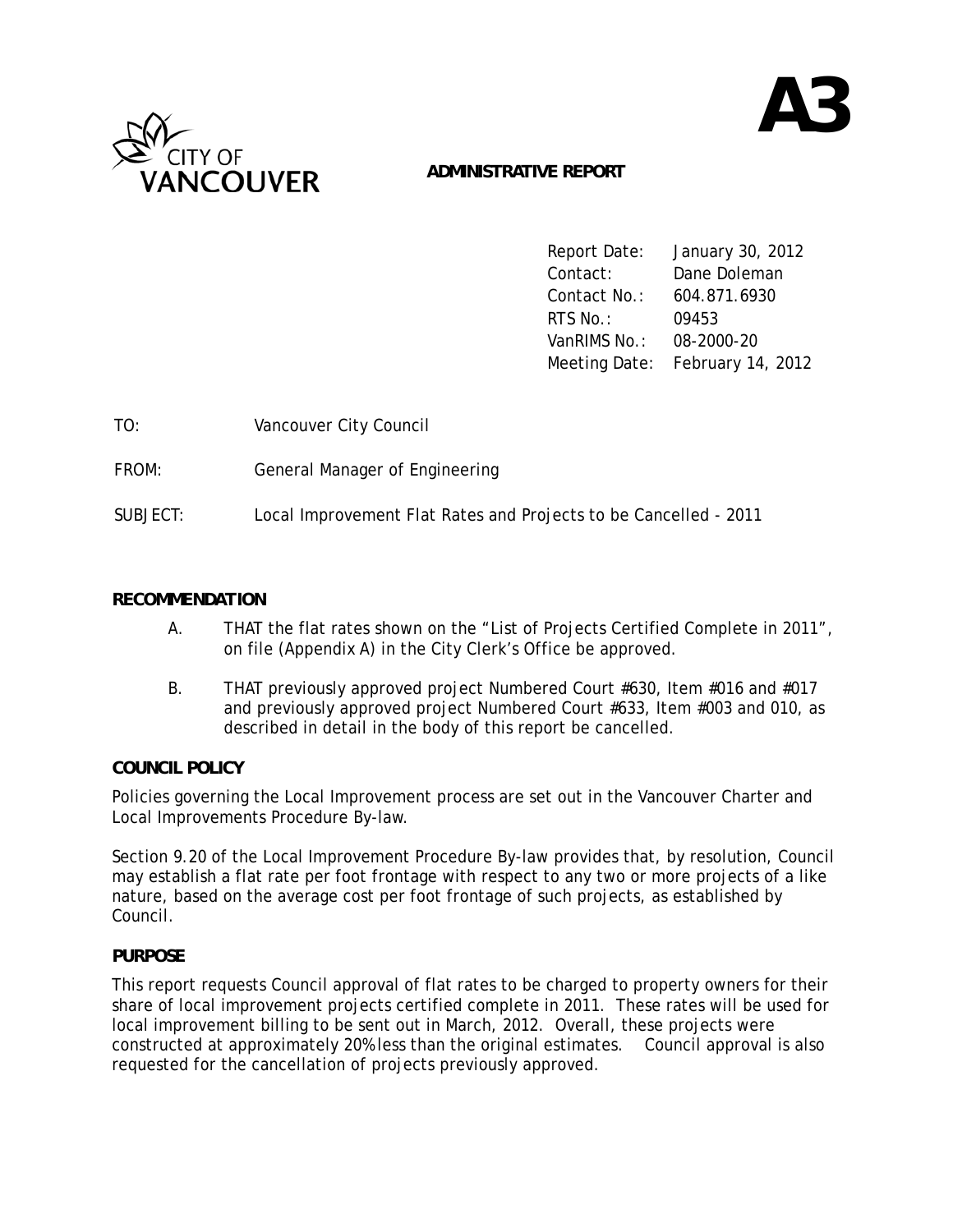# A3

**ADMINISTRATIVE REPORT**

| | |
|---|---|
| Report Date: | January 30, 2012 |
| Contact: | Dane Doleman |
| Contact No.: | 604.871.6930 |
| RTS No.: | 09453 |
| VanRIMS No.: | 08-2000-20 |
| Meeting Date: | February 14, 2012 |

TO: Vancouver City Council

FROM: General Manager of Engineering

SUBJECT: Local Improvement Flat Rates and Projects to be Cancelled - 2011

## RECOMMENDATION

A. THAT the flat rates shown on the "List of Projects Certified Complete in 2011", on file (Appendix A) in the City Clerk's Office be approved.

B. THAT previously approved project Numbered Court #630, Item #016 and #017 and previously approved project Numbered Court #633, Item #003 and 010, as described in detail in the body of this report be cancelled.

## COUNCIL POLICY

Policies governing the Local Improvement process are set out in the Vancouver Charter and Local Improvements Procedure By-law.

Section 9.20 of the Local Improvement Procedure By-law provides that, by resolution, Council may establish a flat rate per foot frontage with respect to any two or more projects of a like nature, based on the average cost per foot frontage of such projects, as established by Council.

## PURPOSE

This report requests Council approval of flat rates to be charged to property owners for their share of local improvement projects certified complete in 2011. These rates will be used for local improvement billing to be sent out in March, 2012. Overall, these projects were constructed at approximately 20% less than the original estimates. Council approval is also requested for the cancellation of projects previously approved.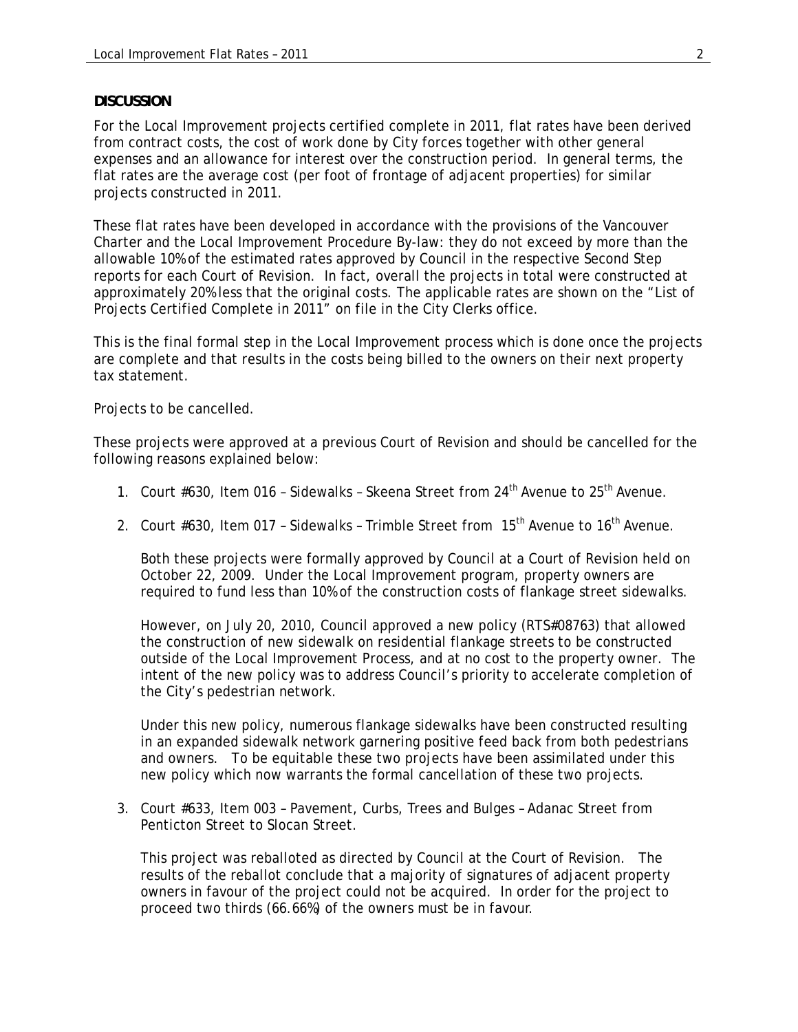**DISCUSSION**

For the Local Improvement projects certified complete in 2011, flat rates have been derived from contract costs, the cost of work done by City forces together with other general expenses and an allowance for interest over the construction period. In general terms, the flat rates are the average cost (per foot of frontage of adjacent properties) for similar projects constructed in 2011.

These flat rates have been developed in accordance with the provisions of the Vancouver Charter and the Local Improvement Procedure By-law: they do not exceed by more than the allowable 10% of the estimated rates approved by Council in the respective Second Step reports for each Court of Revision. In fact, overall the projects in total were constructed at approximately 20% less that the original costs. The applicable rates are shown on the "List of Projects Certified Complete in 2011" on file in the City Clerks office.

This is the final formal step in the Local Improvement process which is done once the projects are complete and that results in the costs being billed to the owners on their next property tax statement.

Projects to be cancelled.

These projects were approved at a previous Court of Revision and should be cancelled for the following reasons explained below:

1. Court #630, Item 016 – Sidewalks – Skeena Street from 24th Avenue to 25th Avenue.

2. Court #630, Item 017 – Sidewalks – Trimble Street from 15th Avenue to 16th Avenue.

   Both these projects were formally approved by Council at a Court of Revision held on October 22, 2009. Under the Local Improvement program, property owners are required to fund less than 10% of the construction costs of flankage street sidewalks.

   However, on July 20, 2010, Council approved a new policy (RTS#08763) that allowed the construction of new sidewalk on residential flankage streets to be constructed outside of the Local Improvement Process, and at no cost to the property owner. The intent of the new policy was to address Council's priority to accelerate completion of the City's pedestrian network.

   Under this new policy, numerous flankage sidewalks have been constructed resulting in an expanded sidewalk network garnering positive feed back from both pedestrians and owners. To be equitable these two projects have been assimilated under this new policy which now warrants the formal cancellation of these two projects.

3. Court #633, Item 003 – Pavement, Curbs, Trees and Bulges – Adanac Street from Penticton Street to Slocan Street.

   This project was reballoted as directed by Council at the Court of Revision. The results of the reballot conclude that a majority of signatures of adjacent property owners in favour of the project could not be acquired. In order for the project to proceed two thirds (66.66%) of the owners must be in favour.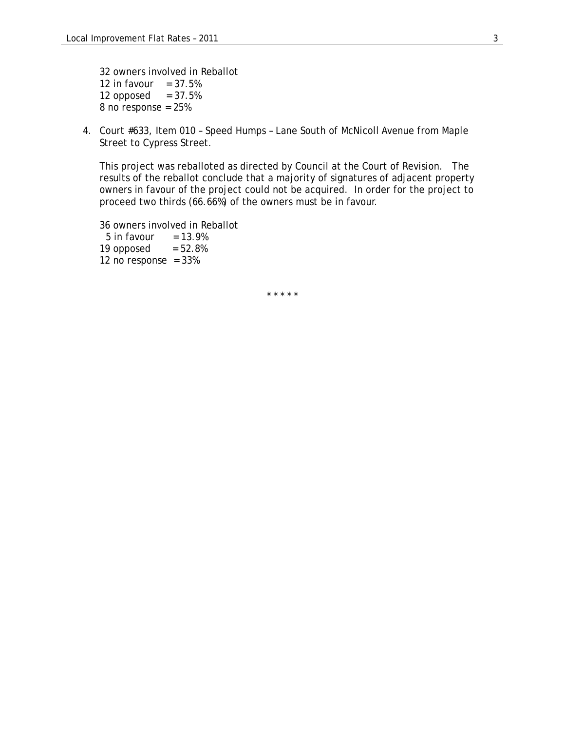32 owners involved in Reballot
12 in favour = 37.5%
12 opposed = 37.5%
8 no response = 25%

4. Court #633, Item 010 – Speed Humps – Lane South of McNicoll Avenue from Maple Street to Cypress Street.

   This project was reballoted as directed by Council at the Court of Revision. The results of the reballot conclude that a majority of signatures of adjacent property owners in favour of the project could not be acquired. In order for the project to proceed two thirds (66.66%) of the owners must be in favour.

   36 owners involved in Reballot
   5 in favour = 13.9%
   19 opposed = 52.8%
   12 no response = 33%

\* \* \* \* \*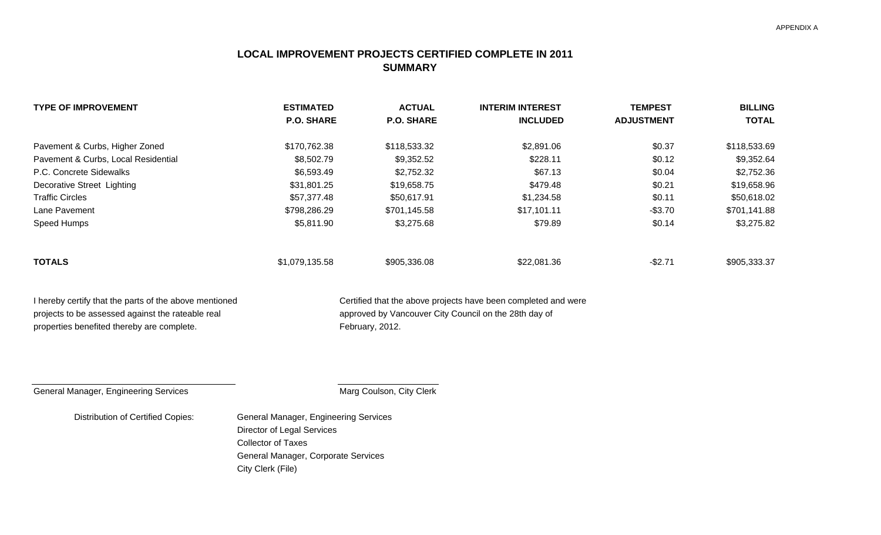APPENDIX A

# LOCAL IMPROVEMENT PROJECTS CERTIFIED COMPLETE IN 2011
## SUMMARY

| TYPE OF IMPROVEMENT | ESTIMATED P.O. SHARE | ACTUAL P.O. SHARE | INTERIM INTEREST INCLUDED | TEMPEST ADJUSTMENT | BILLING TOTAL |
|---|---|---|---|---|---|
| Pavement & Curbs, Higher Zoned | $170,762.38 | $118,533.32 | $2,891.06 | $0.37 | $118,533.69 |
| Pavement & Curbs, Local Residential | $8,502.79 | $9,352.52 | $228.11 | $0.12 | $9,352.64 |
| P.C. Concrete Sidewalks | $6,593.49 | $2,752.32 | $67.13 | $0.04 | $2,752.36 |
| Decorative Street Lighting | $31,801.25 | $19,658.75 | $479.48 | $0.21 | $19,658.96 |
| Traffic Circles | $57,377.48 | $50,617.91 | $1,234.58 | $0.11 | $50,618.02 |
| Lane Pavement | $798,286.29 | $701,145.58 | $17,101.11 | -$3.70 | $701,141.88 |
| Speed Humps | $5,811.90 | $3,275.68 | $79.89 | $0.14 | $3,275.82 |
| **TOTALS** | $1,079,135.58 | $905,336.08 | $22,081.36 | -$2.71 | $905,333.37 |

I hereby certify that the parts of the above mentioned projects to be assessed against the rateable real properties benefited thereby are complete.

Certified that the above projects have been completed and were approved by Vancouver City Council on the 28th day of February, 2012.

General Manager, Engineering Services

Marg Coulson, City Clerk

Distribution of Certified Copies:
- General Manager, Engineering Services
- Director of Legal Services
- Collector of Taxes
- General Manager, Corporate Services
- City Clerk (File)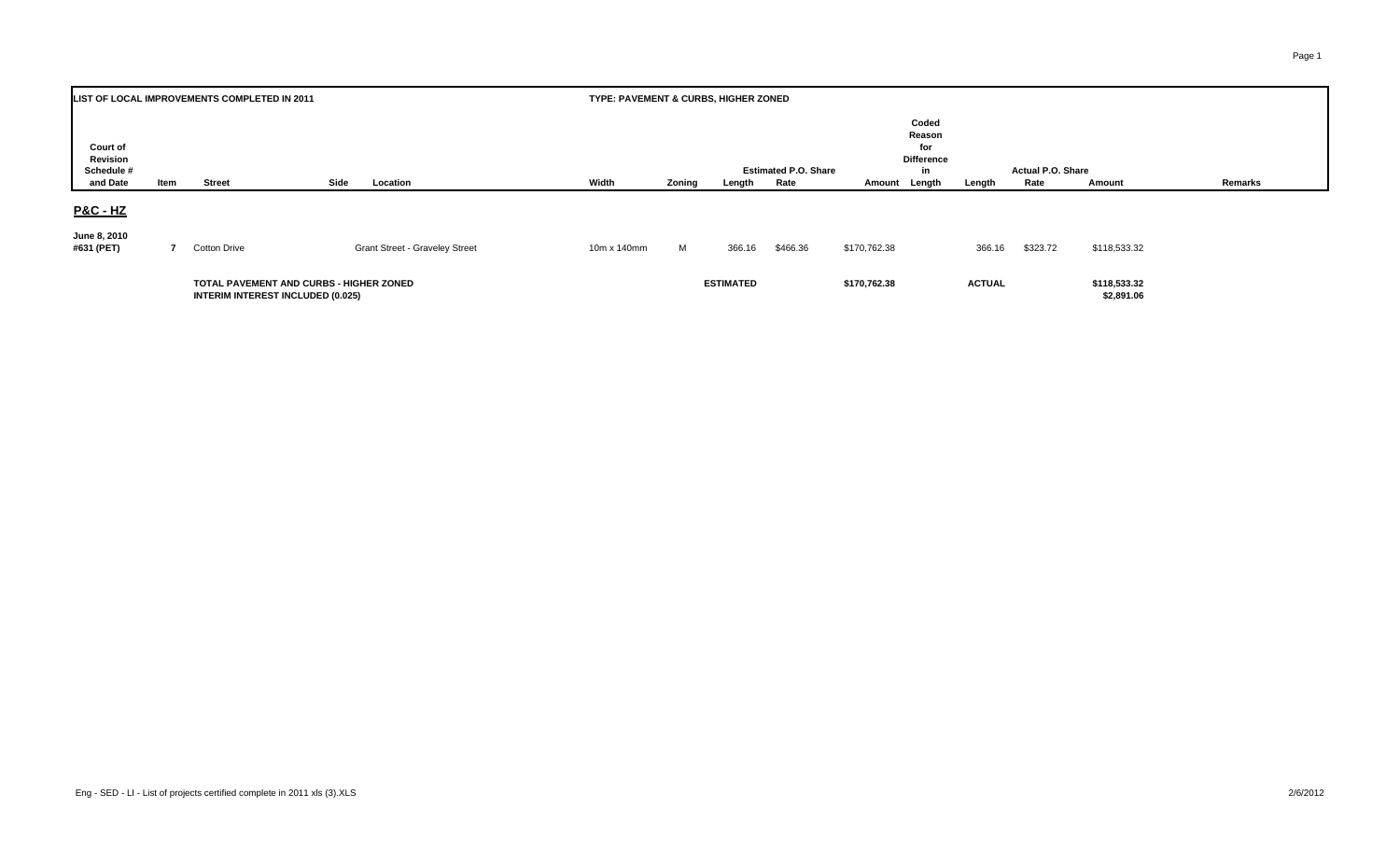| LIST OF LOCAL IMPROVEMENTS COMPLETED IN 2011 | | | | | TYPE: PAVEMENT & CURBS, HIGHER ZONED | | | | | | | | | | |
|---|---|---|---|---|---|---|---|---|---|---|---|---|---|---|---|
| Court of Revision Schedule # and Date | Item | Street | Side | Location | Width | Zoning | Length | Estimated P.O. Share Rate | Amount | Coded Reason for Difference in Length | Length | Actual P.O. Share Rate | Amount | Remarks |
| **P&C - HZ** | | | | | | | | | | | | | | |
| June 8, 2010 #631 (PET) | 7 | Cotton Drive | | Grant Street - Graveley Street | 10m x 140mm | M | 366.16 | $466.36 | $170,762.38 | | 366.16 | $323.72 | $118,533.32 | |
| | | TOTAL PAVEMENT AND CURBS - HIGHER ZONED | | | | | ESTIMATED | | $170,762.38 | | ACTUAL | | $118,533.32 | |
| | | INTERIM INTEREST INCLUDED (0.025) | | | | | | | | | | | $2,891.06 | |

Eng - SED - LI - List of projects certified complete in 2011 xls (3).XLS

2/6/2012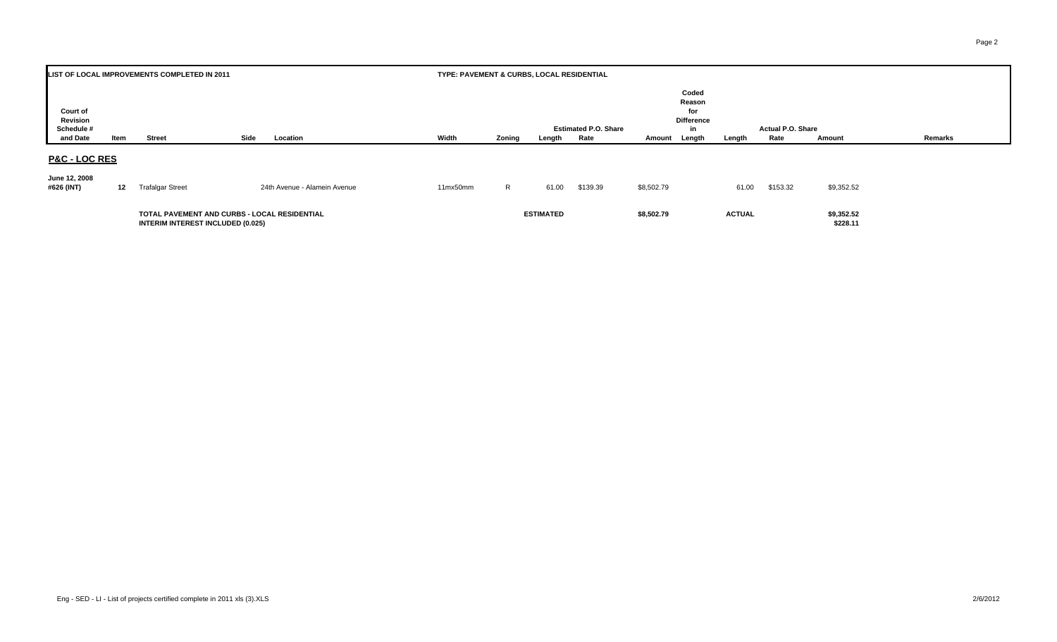| LIST OF LOCAL IMPROVEMENTS COMPLETED IN 2011 | | | | | TYPE: PAVEMENT & CURBS, LOCAL RESIDENTIAL | | | | | | | | | |
|---|---|---|---|---|---|---|---|---|---|---|---|---|---|---|
| Court of Revision Schedule # and Date | Item | Street | Side | Location | Width | Zoning | Estimated P.O. Share | | | Coded Reason for Difference in Length | Actual P.O. Share | | | Remarks |
| | | | | | | | Length | Rate | Amount | | Length | Rate | Amount | |
| **P&C - LOC RES** | | | | | | | | | | | | | | |
| June 12, 2008 #626 (INT) | 12 | Trafalgar Street | | 24th Avenue - Alamein Avenue | 11mx50mm | R | 61.00 | $139.39 | $8,502.79 | | 61.00 | $153.32 | $9,352.52 | |
| | | TOTAL PAVEMENT AND CURBS - LOCAL RESIDENTIAL | | | | | ESTIMATED | | $8,502.79 | | ACTUAL | | $9,352.52 | |
| | | INTERIM INTEREST INCLUDED (0.025) | | | | | | | | | | | $228.11 | |

Eng - SED - LI - List of projects certified complete in 2011 xls (3).XLS

2/6/2012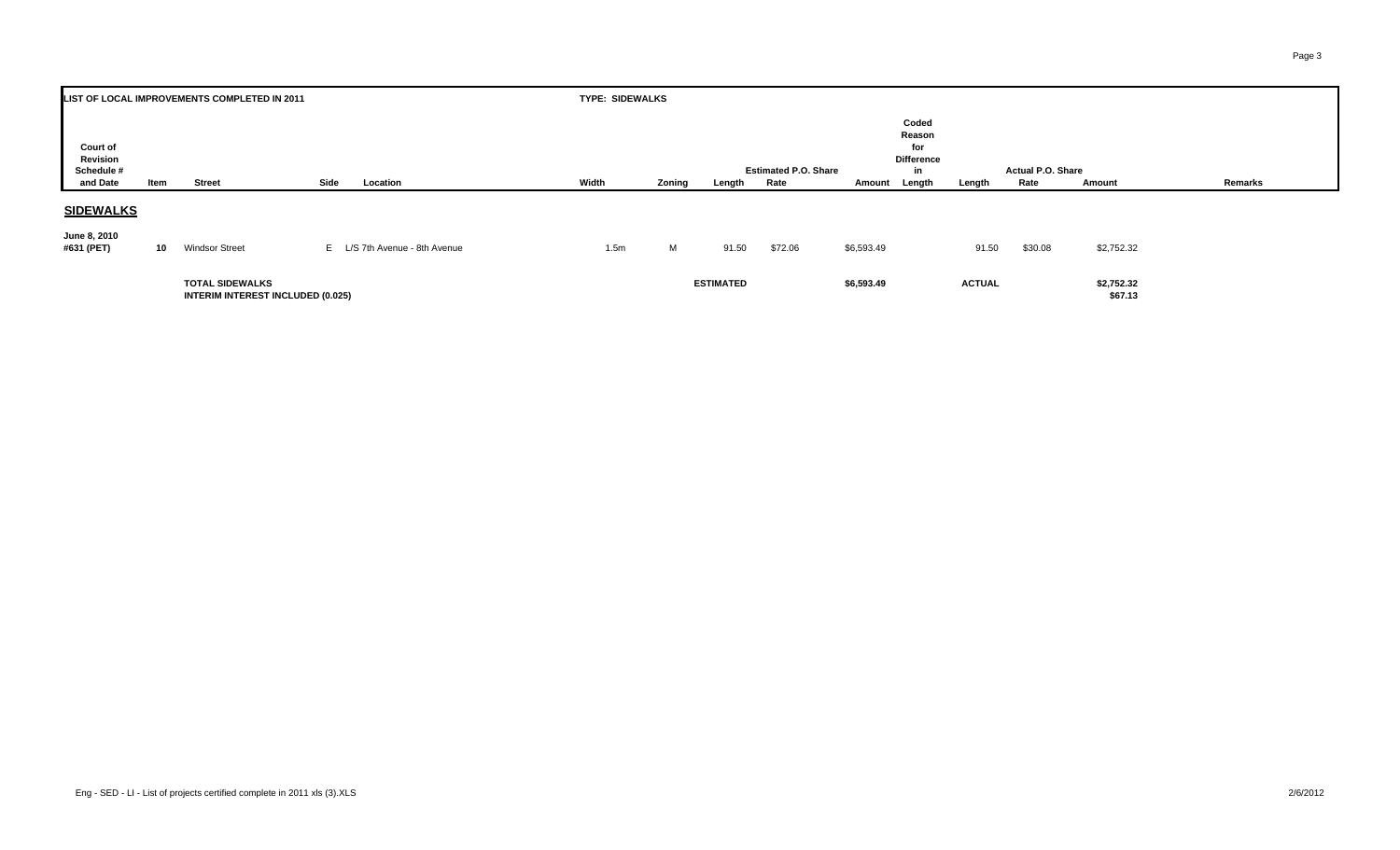| LIST OF LOCAL IMPROVEMENTS COMPLETED IN 2011 | | | | | TYPE: SIDEWALKS | | | | | | | | | |
|---|---|---|---|---|---|---|---|---|---|---|---|---|---|---|
| Court of Revision Schedule # and Date | Item | Street | Side | Location | Width | Zoning | Length | Estimated P.O. Share Rate | Amount | Coded Reason for Difference in Length | Length | Actual P.O. Share Rate | Amount | Remarks |

## SIDEWALKS

| Court of Revision Schedule # and Date | Item | Street | Side | Location | Width | Zoning | Length | Estimated P.O. Share Rate | Amount | Coded Reason for Difference in Length | Length | Actual P.O. Share Rate | Amount | Remarks |
|---|---|---|---|---|---|---|---|---|---|---|---|---|---|---|
| June 8, 2010 #631 (PET) | 10 | Windsor Street | E | L/S 7th Avenue - 8th Avenue | 1.5m | M | 91.50 | $72.06 | $6,593.49 | | 91.50 | $30.08 | $2,752.32 | |
| | | **TOTAL SIDEWALKS** | | | | | **ESTIMATED** | | **$6,593.49** | | **ACTUAL** | | **$2,752.32** | |
| | | **INTERIM INTEREST INCLUDED (0.025)** | | | | | | | | | | | **$67.13** | |

Eng - SED - LI - List of projects certified complete in 2011 xls (3).XLS

2/6/2012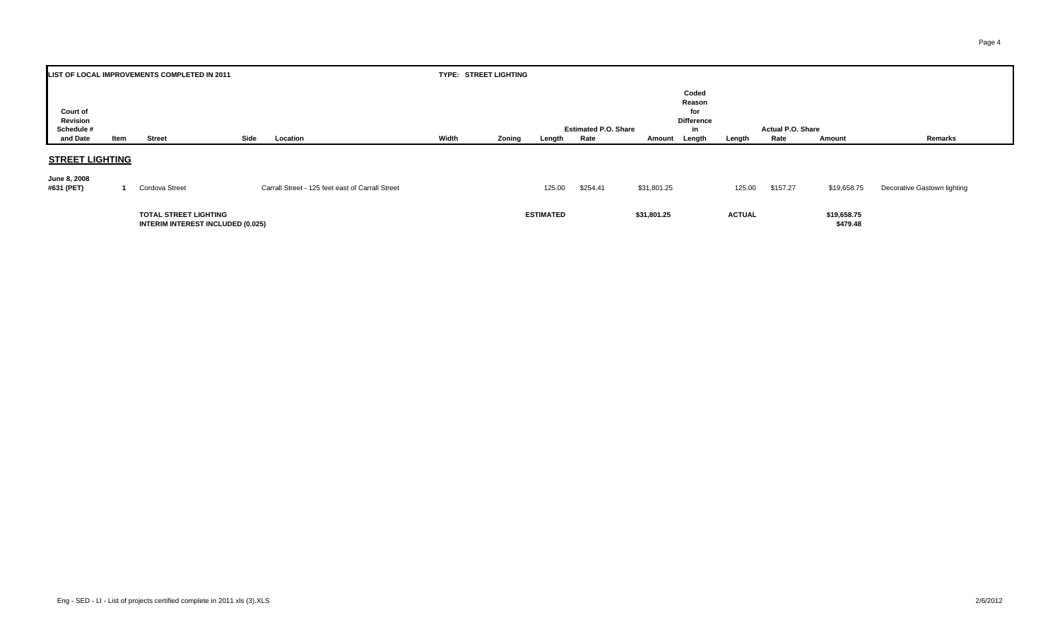| LIST OF LOCAL IMPROVEMENTS COMPLETED IN 2011 | | | | | TYPE: STREET LIGHTING | | | | | | | | | | |
|---|---|---|---|---|---|---|---|---|---|---|---|---|---|---|---|
| Court of Revision Schedule # and Date | Item | Street | Side | Location | Width | Zoning | Length | Estimated P.O. Share Rate | Amount | Coded Reason for Difference in Length | Length | Actual P.O. Share Rate | Amount | Remarks |
| **STREET LIGHTING** | | | | | | | | | | | | | | |
| **June 8, 2008 #631 (PET)** | **1** | Cordova Street | | Carrall Street - 125 feet east of Carrall Street | | | 125.00 | $254.41 | $31,801.25 | | 125.00 | $157.27 | $19,658.75 | Decorative Gastown lighting |
| | | **TOTAL STREET LIGHTING** | | | | | **ESTIMATED** | | **$31,801.25** | | **ACTUAL** | | **$19,658.75** | |
| | | **INTERIM INTEREST INCLUDED (0.025)** | | | | | | | | | | | **$479.48** | |

Eng - SED - LI - List of projects certified complete in 2011 xls (3).XLS

2/6/2012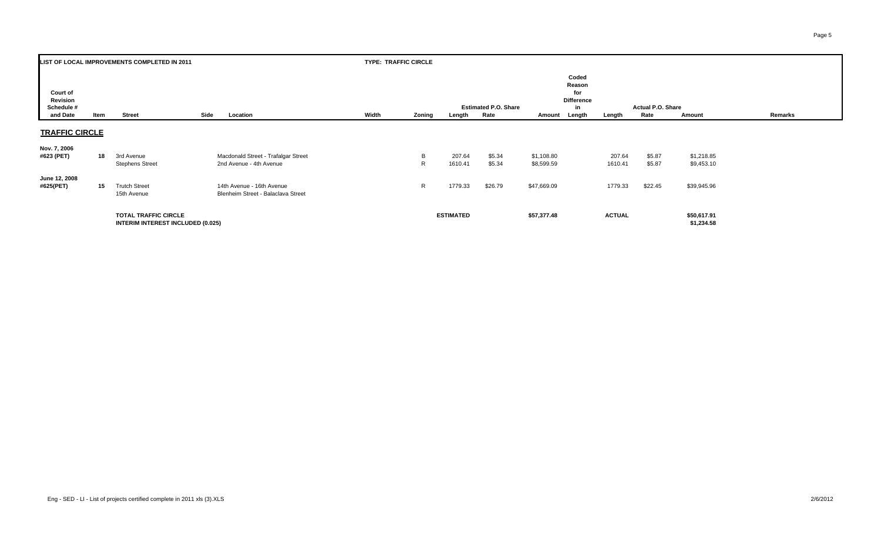| LIST OF LOCAL IMPROVEMENTS COMPLETED IN 2011 | | | | | TYPE: TRAFFIC CIRCLE | | | | | | | | | | |
|---|---|---|---|---|---|---|---|---|---|---|---|---|---|---|---|
| Court of Revision Schedule # and Date | Item | Street | Side | Location | Width | Zoning | Estimated P.O. Share Length | Rate | Amount | Coded Reason for Difference in Length | Actual P.O. Share Length | Rate | Amount | Remarks |
| **TRAFFIC CIRCLE** | | | | | | | | | | | | | | |
| Nov. 7, 2006 #623 (PET) | 18 | 3rd Avenue | | Macdonald Street - Trafalgar Street | | B | 207.64 | $5.34 | $1,108.80 | | 207.64 | $5.87 | $1,218.85 | |
| | | Stephens Street | | 2nd Avenue - 4th Avenue | | R | 1610.41 | $5.34 | $8,599.59 | | 1610.41 | $5.87 | $9,453.10 | |
| June 12, 2008 #625(PET) | 15 | Trutch Street | | 14th Avenue - 16th Avenue | | R | 1779.33 | $26.79 | $47,669.09 | | 1779.33 | $22.45 | $39,945.96 | |
| | | 15th Avenue | | Blenheim Street - Balaclava Street | | | | | | | | | | |
| | | **TOTAL TRAFFIC CIRCLE** | | | | | **ESTIMATED** | | **$57,377.48** | | **ACTUAL** | | **$50,617.91** | |
| | | **INTERIM INTEREST INCLUDED (0.025)** | | | | | | | | | | | **$1,234.58** | |

Eng - SED - LI - List of projects certified complete in 2011 xls (3).XLS 2/6/2012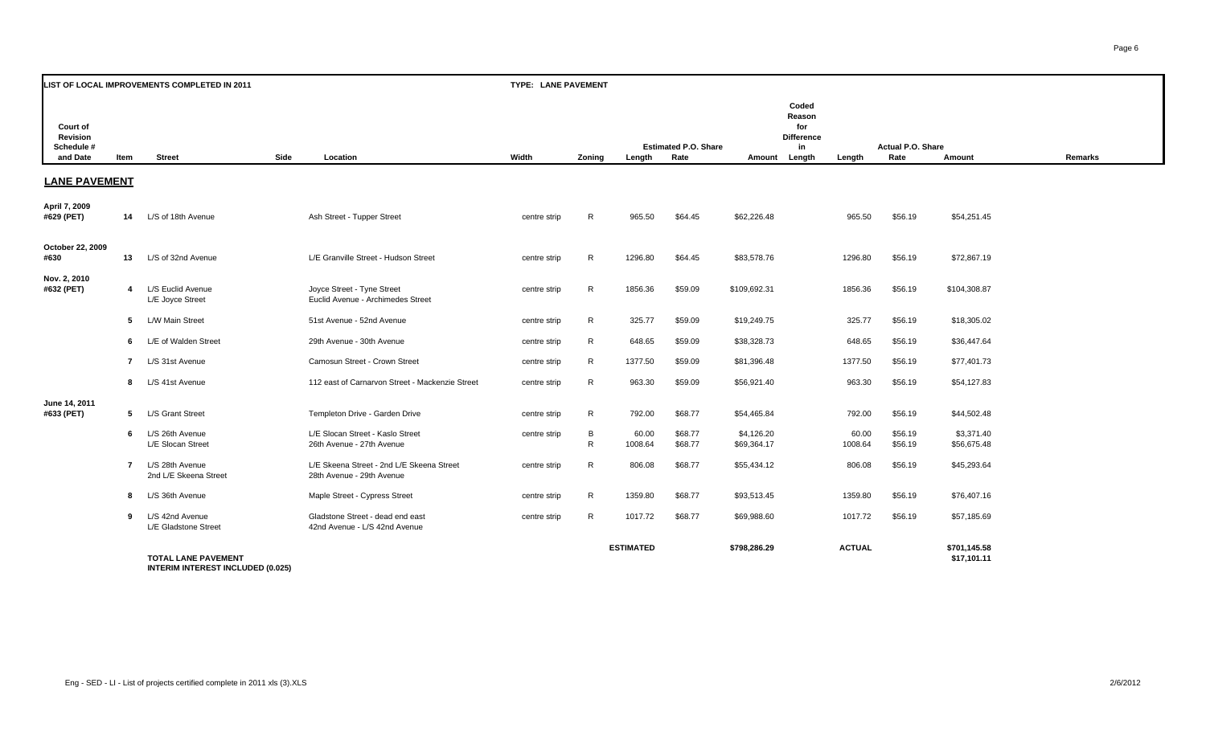**LIST OF LOCAL IMPROVEMENTS COMPLETED IN 2011** | **TYPE: LANE PAVEMENT**

| Court of Revision Schedule # and Date | Item | Street | Side | Location | Width | Zoning | Estimated P.O. Share Length | Estimated P.O. Share Rate | Estimated P.O. Share Amount | Coded Reason for Difference in Length | Length | Actual P.O. Share Rate | Actual P.O. Share Amount | Remarks |
|---|---|---|---|---|---|---|---|---|---|---|---|---|---|---|
| **LANE PAVEMENT** | | | | | | | | | | | | | | |
| **April 7, 2009 #629 (PET)** | **14** | L/S of 18th Avenue | | Ash Street - Tupper Street | centre strip | R | 965.50 | $64.45 | $62,226.48 | | 965.50 | $56.19 | $54,251.45 | |
| **October 22, 2009 #630** | **13** | L/S of 32nd Avenue | | L/E Granville Street - Hudson Street | centre strip | R | 1296.80 | $64.45 | $83,578.76 | | 1296.80 | $56.19 | $72,867.19 | |
| **Nov. 2, 2010 #632 (PET)** | **4** | L/S Euclid Avenue<br>L/E Joyce Street | | Joyce Street - Tyne Street<br>Euclid Avenue - Archimedes Street | centre strip | R | 1856.36 | $59.09 | $109,692.31 | | 1856.36 | $56.19 | $104,308.87 | |
| | **5** | L/W Main Street | | 51st Avenue - 52nd Avenue | centre strip | R | 325.77 | $59.09 | $19,249.75 | | 325.77 | $56.19 | $18,305.02 | |
| | **6** | L/E of Walden Street | | 29th Avenue - 30th Avenue | centre strip | R | 648.65 | $59.09 | $38,328.73 | | 648.65 | $56.19 | $36,447.64 | |
| | **7** | L/S 31st Avenue | | Camosun Street - Crown Street | centre strip | R | 1377.50 | $59.09 | $81,396.48 | | 1377.50 | $56.19 | $77,401.73 | |
| | **8** | L/S 41st Avenue | | 112 east of Carnarvon Street - Mackenzie Street | centre strip | R | 963.30 | $59.09 | $56,921.40 | | 963.30 | $56.19 | $54,127.83 | |
| **June 14, 2011 #633 (PET)** | **5** | L/S Grant Street | | Templeton Drive - Garden Drive | centre strip | R | 792.00 | $68.77 | $54,465.84 | | 792.00 | $56.19 | $44,502.48 | |
| | **6** | L/S 26th Avenue | | L/E Slocan Street - Kaslo Street | centre strip | B | 60.00 | $68.77 | $4,126.20 | | 60.00 | $56.19 | $3,371.40 | |
| | | L/E Slocan Street | | 26th Avenue - 27th Avenue | | R | 1008.64 | $68.77 | $69,364.17 | | 1008.64 | $56.19 | $56,675.48 | |
| | **7** | L/S 28th Avenue<br>2nd L/E Skeena Street | | L/E Skeena Street - 2nd L/E Skeena Street<br>28th Avenue - 29th Avenue | centre strip | R | 806.08 | $68.77 | $55,434.12 | | 806.08 | $56.19 | $45,293.64 | |
| | **8** | L/S 36th Avenue | | Maple Street - Cypress Street | centre strip | R | 1359.80 | $68.77 | $93,513.45 | | 1359.80 | $56.19 | $76,407.16 | |
| | **9** | L/S 42nd Avenue<br>L/E Gladstone Street | | Gladstone Street - dead end east<br>42nd Avenue - L/S 42nd Avenue | centre strip | R | 1017.72 | $68.77 | $69,988.60 | | 1017.72 | $56.19 | $57,185.69 | |
| | | **TOTAL LANE PAVEMENT** | | | | | **ESTIMATED** | | $798,286.29 | | **ACTUAL** | | $701,145.58 | |
| | | **INTERIM INTEREST INCLUDED (0.025)** | | | | | | | | | | | $17,101.11 | |

Eng - SED - LI - List of projects certified complete in 2011 xls (3).XLS — 2/6/2012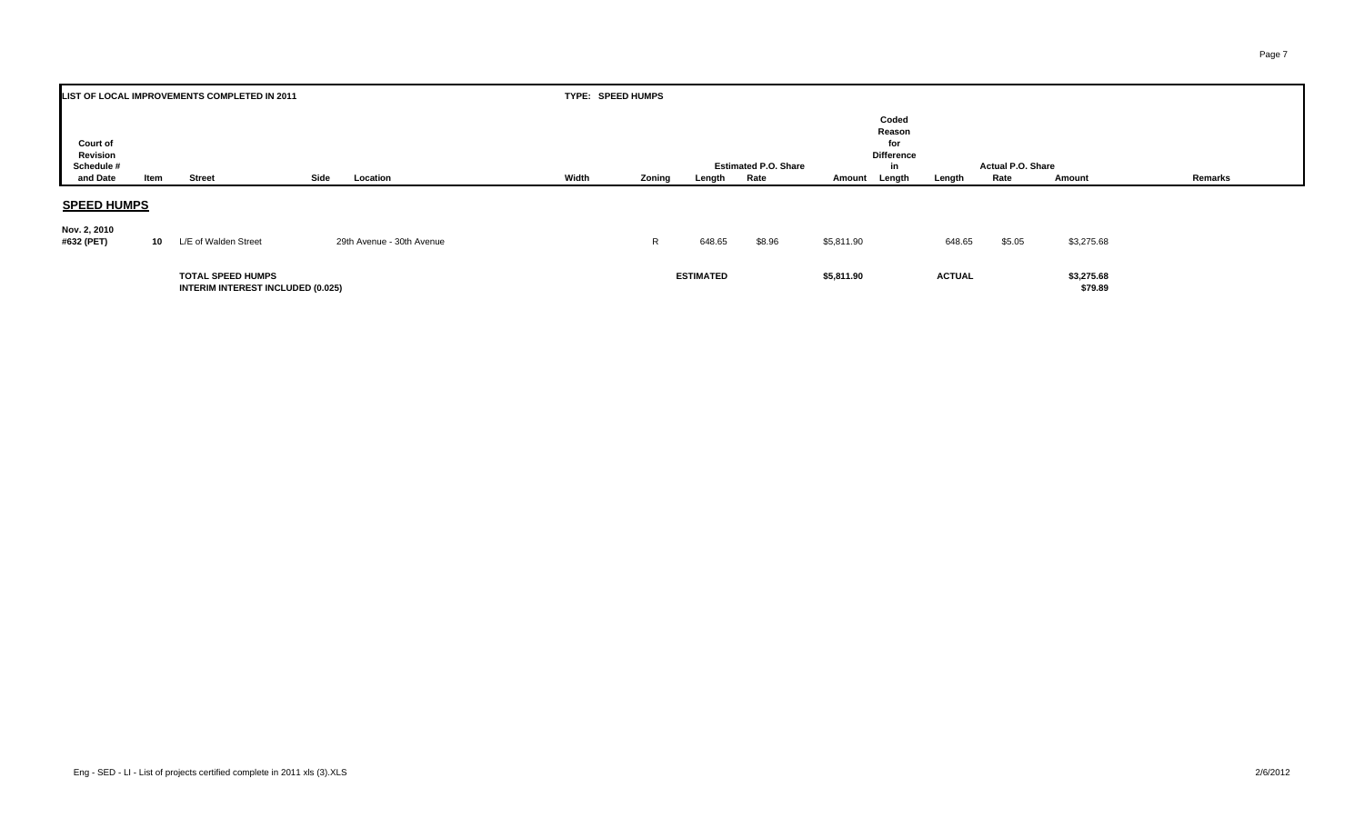LIST OF LOCAL IMPROVEMENTS COMPLETED IN 2011 | TYPE: SPEED HUMPS

| Court of Revision Schedule # and Date | Item | Street | Side | Location | Width | Zoning | Estimated P.O. Share Length | Estimated P.O. Share Rate | Estimated P.O. Share Amount | Coded Reason for Difference in Length | Actual P.O. Share Length | Actual P.O. Share Rate | Actual P.O. Share Amount | Remarks |
|---|---|---|---|---|---|---|---|---|---|---|---|---|---|---|
| **SPEED HUMPS** | | | | | | | | | | | | | | |
| **Nov. 2, 2010 #632 (PET)** | **10** | L/E of Walden Street | | 29th Avenue - 30th Avenue | | R | 648.65 | $8.96 | $5,811.90 | | 648.65 | $5.05 | $3,275.68 | |
| | | **TOTAL SPEED HUMPS** | | | | | **ESTIMATED** | | **$5,811.90** | | **ACTUAL** | | **$3,275.68** | |
| | | **INTERIM INTEREST INCLUDED (0.025)** | | | | | | | | | | | **$79.89** | |

Eng - SED - LI - List of projects certified complete in 2011 xls (3).XLS

2/6/2012